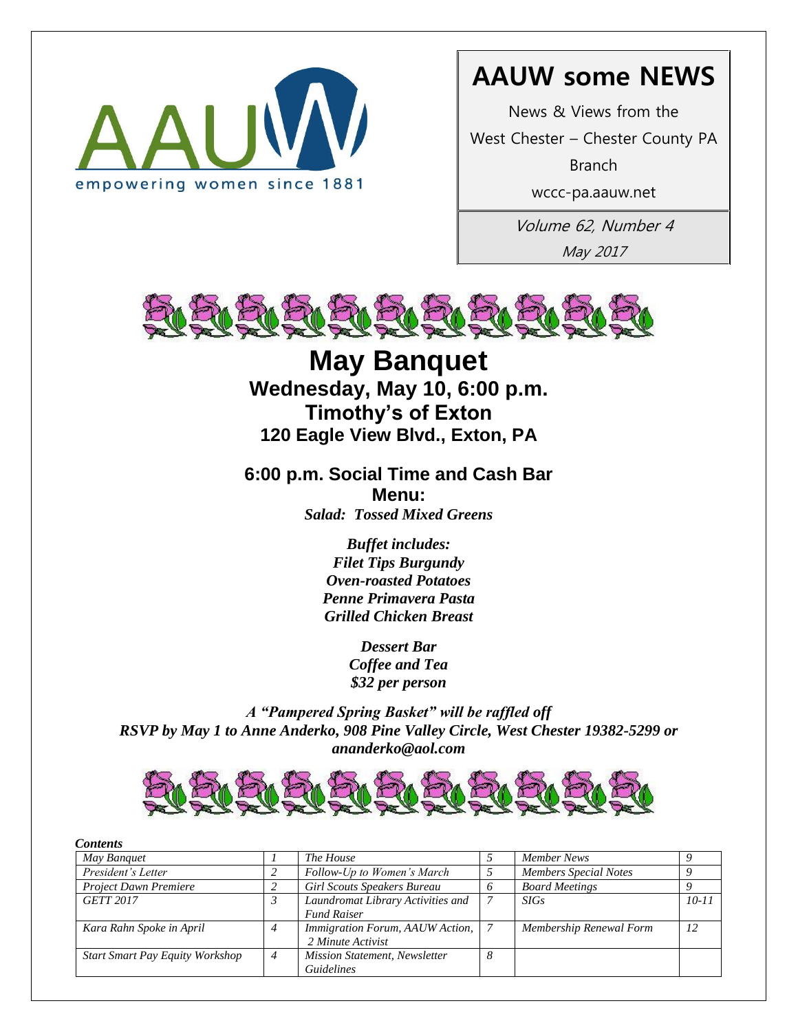AAUW
empowering women since 1881

# AAUW some NEWS

News & Views from the

West Chester – Chester County PA

Branch

wccc-pa.aauw.net

*Volume 62, Number 4*

*May 2017*

# May Banquet

## Wednesday, May 10, 6:00 p.m.

## Timothy's of Exton

### 120 Eagle View Blvd., Exton, PA

### 6:00 p.m. Social Time and Cash Bar

### Menu:

***Salad: Tossed Mixed Greens***

***Buffet includes:***
***Filet Tips Burgundy***
***Oven-roasted Potatoes***
***Penne Primavera Pasta***
***Grilled Chicken Breast***

***Dessert Bar***
***Coffee and Tea***
***$32 per person***

***A "Pampered Spring Basket" will be raffled off***
***RSVP by May 1 to Anne Anderko, 908 Pine Valley Circle, West Chester 19382-5299 or ananderko@aol.com***

***Contents***

| | | | | | |
|---|---|---|---|---|---|
| *May Banquet* | *1* | *The House* | *5* | *Member News* | *9* |
| *President's Letter* | *2* | *Follow-Up to Women's March* | *5* | *Members Special Notes* | *9* |
| *Project Dawn Premiere* | *2* | *Girl Scouts Speakers Bureau* | *6* | *Board Meetings* | *9* |
| *GETT 2017* | *3* | *Laundromat Library Activities and Fund Raiser* | *7* | *SIGs* | *10-11* |
| *Kara Rahn Spoke in April* | *4* | *Immigration Forum, AAUW Action, 2 Minute Activist* | *7* | *Membership Renewal Form* | *12* |
| *Start Smart Pay Equity Workshop* | *4* | *Mission Statement, Newsletter Guidelines* | *8* | | |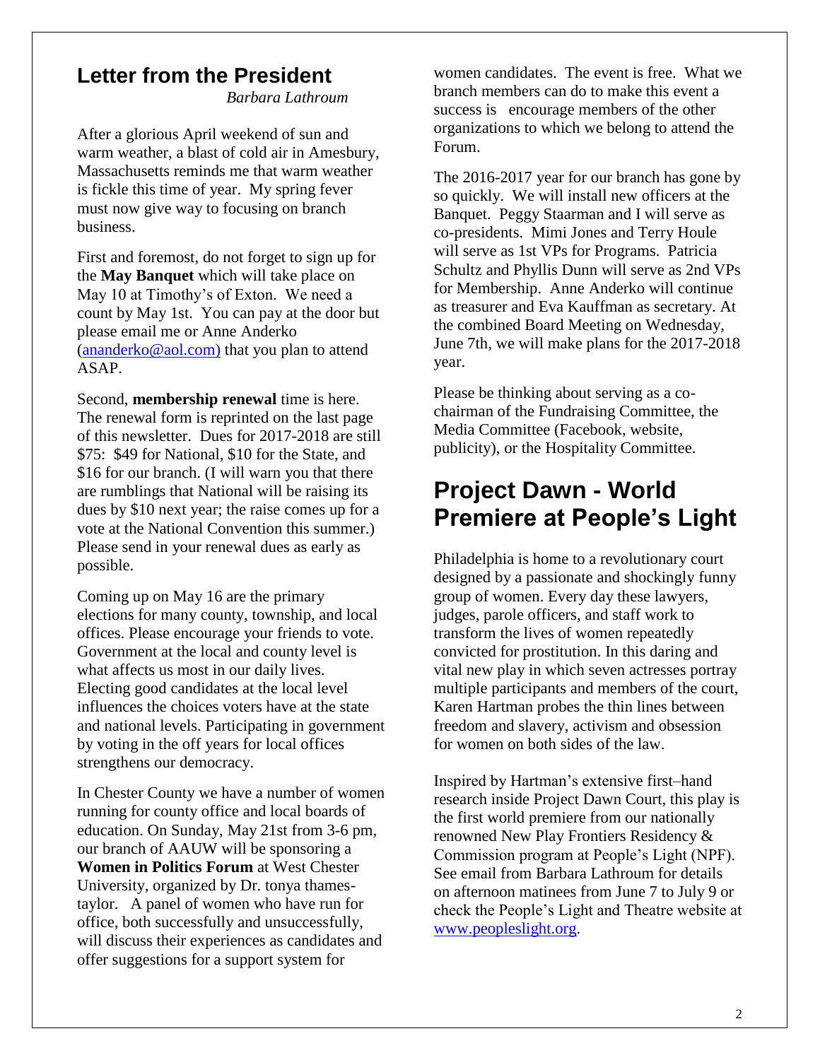## Letter from the President

*Barbara Lathroum*

After a glorious April weekend of sun and warm weather, a blast of cold air in Amesbury, Massachusetts reminds me that warm weather is fickle this time of year. My spring fever must now give way to focusing on branch business.

First and foremost, do not forget to sign up for the **May Banquet** which will take place on May 10 at Timothy's of Exton. We need a count by May 1st. You can pay at the door but please email me or Anne Anderko (ananderko@aol.com) that you plan to attend ASAP.

Second, **membership renewal** time is here. The renewal form is reprinted on the last page of this newsletter. Dues for 2017-2018 are still $75: $49 for National, $10 for the State, and $16 for our branch. (I will warn you that there are rumblings that National will be raising its dues by $10 next year; the raise comes up for a vote at the National Convention this summer.) Please send in your renewal dues as early as possible.

Coming up on May 16 are the primary elections for many county, township, and local offices. Please encourage your friends to vote. Government at the local and county level is what affects us most in our daily lives. Electing good candidates at the local level influences the choices voters have at the state and national levels. Participating in government by voting in the off years for local offices strengthens our democracy.

In Chester County we have a number of women running for county office and local boards of education. On Sunday, May 21st from 3-6 pm, our branch of AAUW will be sponsoring a **Women in Politics Forum** at West Chester University, organized by Dr. tonya thames-taylor. A panel of women who have run for office, both successfully and unsuccessfully, will discuss their experiences as candidates and offer suggestions for a support system for women candidates. The event is free. What we branch members can do to make this event a success is encourage members of the other organizations to which we belong to attend the Forum.

The 2016-2017 year for our branch has gone by so quickly. We will install new officers at the Banquet. Peggy Staarman and I will serve as co-presidents. Mimi Jones and Terry Houle will serve as 1st VPs for Programs. Patricia Schultz and Phyllis Dunn will serve as 2nd VPs for Membership. Anne Anderko will continue as treasurer and Eva Kauffman as secretary. At the combined Board Meeting on Wednesday, June 7th, we will make plans for the 2017-2018 year.

Please be thinking about serving as a co-chairman of the Fundraising Committee, the Media Committee (Facebook, website, publicity), or the Hospitality Committee.

# Project Dawn - World Premiere at People's Light

Philadelphia is home to a revolutionary court designed by a passionate and shockingly funny group of women. Every day these lawyers, judges, parole officers, and staff work to transform the lives of women repeatedly convicted for prostitution. In this daring and vital new play in which seven actresses portray multiple participants and members of the court, Karen Hartman probes the thin lines between freedom and slavery, activism and obsession for women on both sides of the law.

Inspired by Hartman's extensive first–hand research inside Project Dawn Court, this play is the first world premiere from our nationally renowned New Play Frontiers Residency & Commission program at People's Light (NPF). See email from Barbara Lathroum for details on afternoon matinees from June 7 to July 9 or check the People's Light and Theatre website at www.peopleslight.org.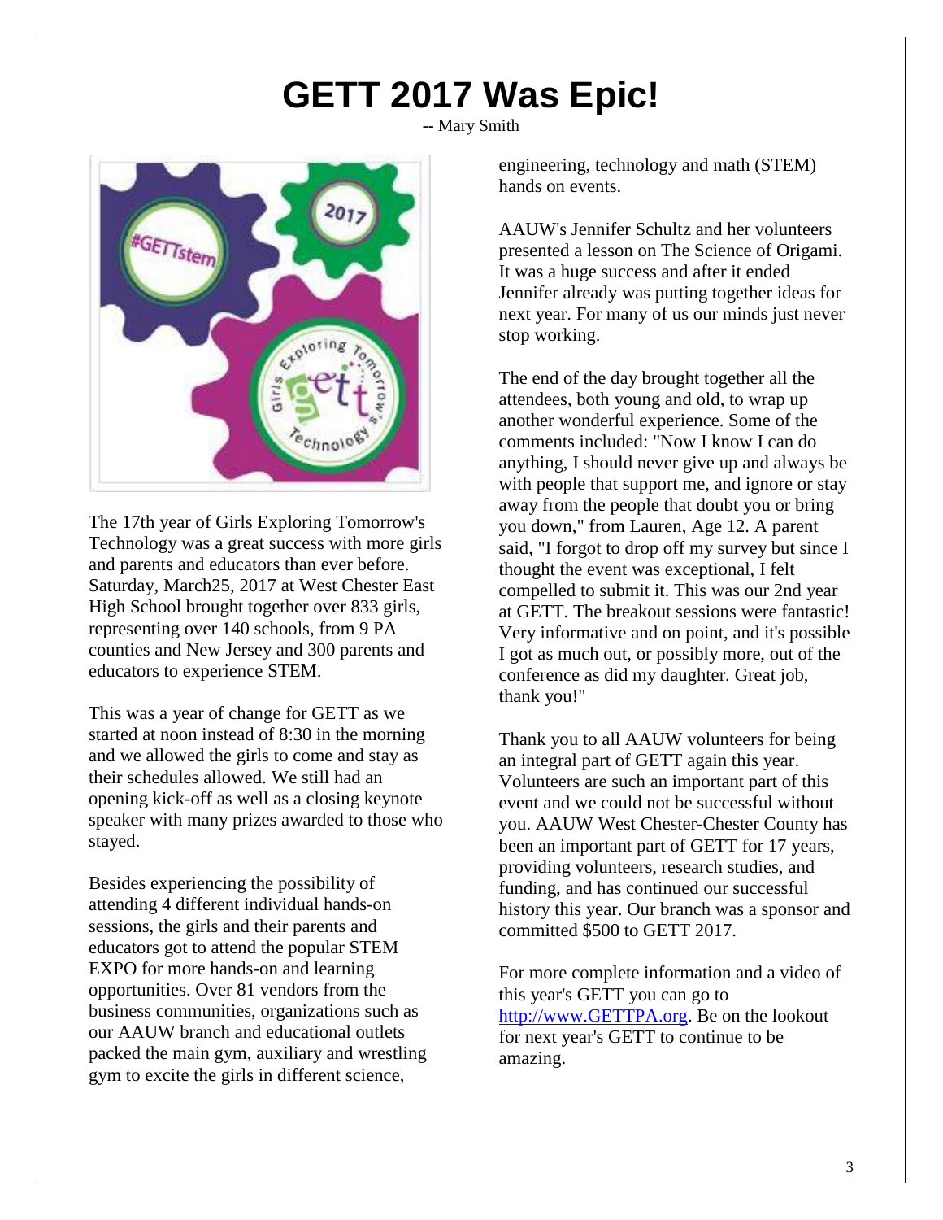# GETT 2017 Was Epic!

-- Mary Smith

The 17th year of Girls Exploring Tomorrow's Technology was a great success with more girls and parents and educators than ever before. Saturday, March25, 2017 at West Chester East High School brought together over 833 girls, representing over 140 schools, from 9 PA counties and New Jersey and 300 parents and educators to experience STEM.

This was a year of change for GETT as we started at noon instead of 8:30 in the morning and we allowed the girls to come and stay as their schedules allowed. We still had an opening kick-off as well as a closing keynote speaker with many prizes awarded to those who stayed.

Besides experiencing the possibility of attending 4 different individual hands-on sessions, the girls and their parents and educators got to attend the popular STEM EXPO for more hands-on and learning opportunities. Over 81 vendors from the business communities, organizations such as our AAUW branch and educational outlets packed the main gym, auxiliary and wrestling gym to excite the girls in different science, engineering, technology and math (STEM) hands on events.

AAUW's Jennifer Schultz and her volunteers presented a lesson on The Science of Origami. It was a huge success and after it ended Jennifer already was putting together ideas for next year. For many of us our minds just never stop working.

The end of the day brought together all the attendees, both young and old, to wrap up another wonderful experience. Some of the comments included: "Now I know I can do anything, I should never give up and always be with people that support me, and ignore or stay away from the people that doubt you or bring you down," from Lauren, Age 12. A parent said, "I forgot to drop off my survey but since I thought the event was exceptional, I felt compelled to submit it. This was our 2nd year at GETT. The breakout sessions were fantastic! Very informative and on point, and it's possible I got as much out, or possibly more, out of the conference as did my daughter. Great job, thank you!"

Thank you to all AAUW volunteers for being an integral part of GETT again this year. Volunteers are such an important part of this event and we could not be successful without you. AAUW West Chester-Chester County has been an important part of GETT for 17 years, providing volunteers, research studies, and funding, and has continued our successful history this year. Our branch was a sponsor and committed $500 to GETT 2017.

For more complete information and a video of this year's GETT you can go to [http://www.GETTPA.org](http://www.GETTPA.org). Be on the lookout for next year's GETT to continue to be amazing.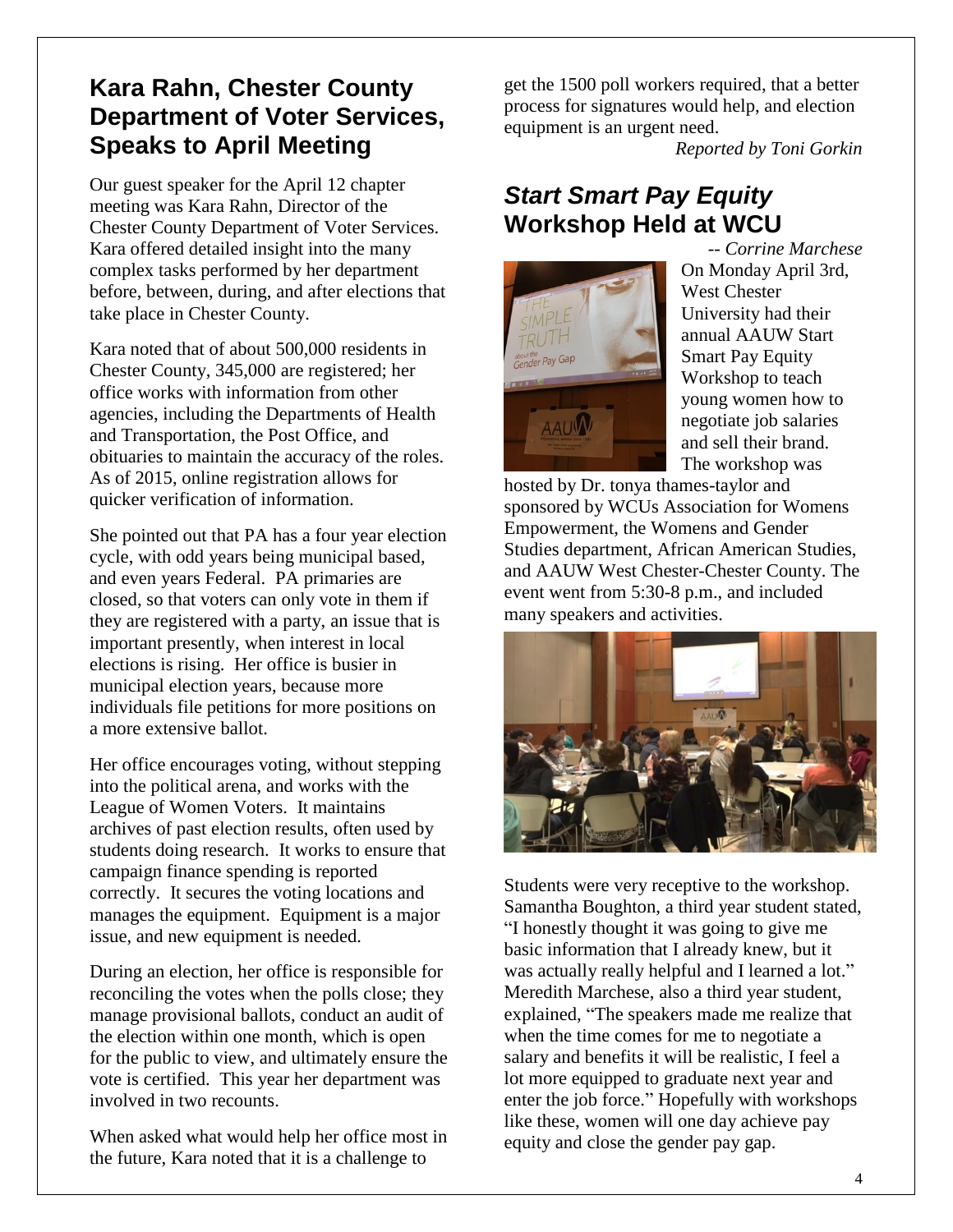## Kara Rahn, Chester County Department of Voter Services, Speaks to April Meeting

Our guest speaker for the April 12 chapter meeting was Kara Rahn, Director of the Chester County Department of Voter Services. Kara offered detailed insight into the many complex tasks performed by her department before, between, during, and after elections that take place in Chester County.

Kara noted that of about 500,000 residents in Chester County, 345,000 are registered; her office works with information from other agencies, including the Departments of Health and Transportation, the Post Office, and obituaries to maintain the accuracy of the roles. As of 2015, online registration allows for quicker verification of information.

She pointed out that PA has a four year election cycle, with odd years being municipal based, and even years Federal. PA primaries are closed, so that voters can only vote in them if they are registered with a party, an issue that is important presently, when interest in local elections is rising. Her office is busier in municipal election years, because more individuals file petitions for more positions on a more extensive ballot.

Her office encourages voting, without stepping into the political arena, and works with the League of Women Voters. It maintains archives of past election results, often used by students doing research. It works to ensure that campaign finance spending is reported correctly. It secures the voting locations and manages the equipment. Equipment is a major issue, and new equipment is needed.

During an election, her office is responsible for reconciling the votes when the polls close; they manage provisional ballots, conduct an audit of the election within one month, which is open for the public to view, and ultimately ensure the vote is certified. This year her department was involved in two recounts.

When asked what would help her office most in the future, Kara noted that it is a challenge to get the 1500 poll workers required, that a better process for signatures would help, and election equipment is an urgent need.

*Reported by Toni Gorkin*

## *Start Smart Pay Equity* Workshop Held at WCU

*-- Corrine Marchese*

On Monday April 3rd, West Chester University had their annual AAUW Start Smart Pay Equity Workshop to teach young women how to negotiate job salaries and sell their brand. The workshop was hosted by Dr. tonya thames-taylor and sponsored by WCUs Association for Womens Empowerment, the Womens and Gender Studies department, African American Studies, and AAUW West Chester-Chester County. The event went from 5:30-8 p.m., and included many speakers and activities.

Students were very receptive to the workshop. Samantha Boughton, a third year student stated, "I honestly thought it was going to give me basic information that I already knew, but it was actually really helpful and I learned a lot." Meredith Marchese, also a third year student, explained, "The speakers made me realize that when the time comes for me to negotiate a salary and benefits it will be realistic, I feel a lot more equipped to graduate next year and enter the job force." Hopefully with workshops like these, women will one day achieve pay equity and close the gender pay gap.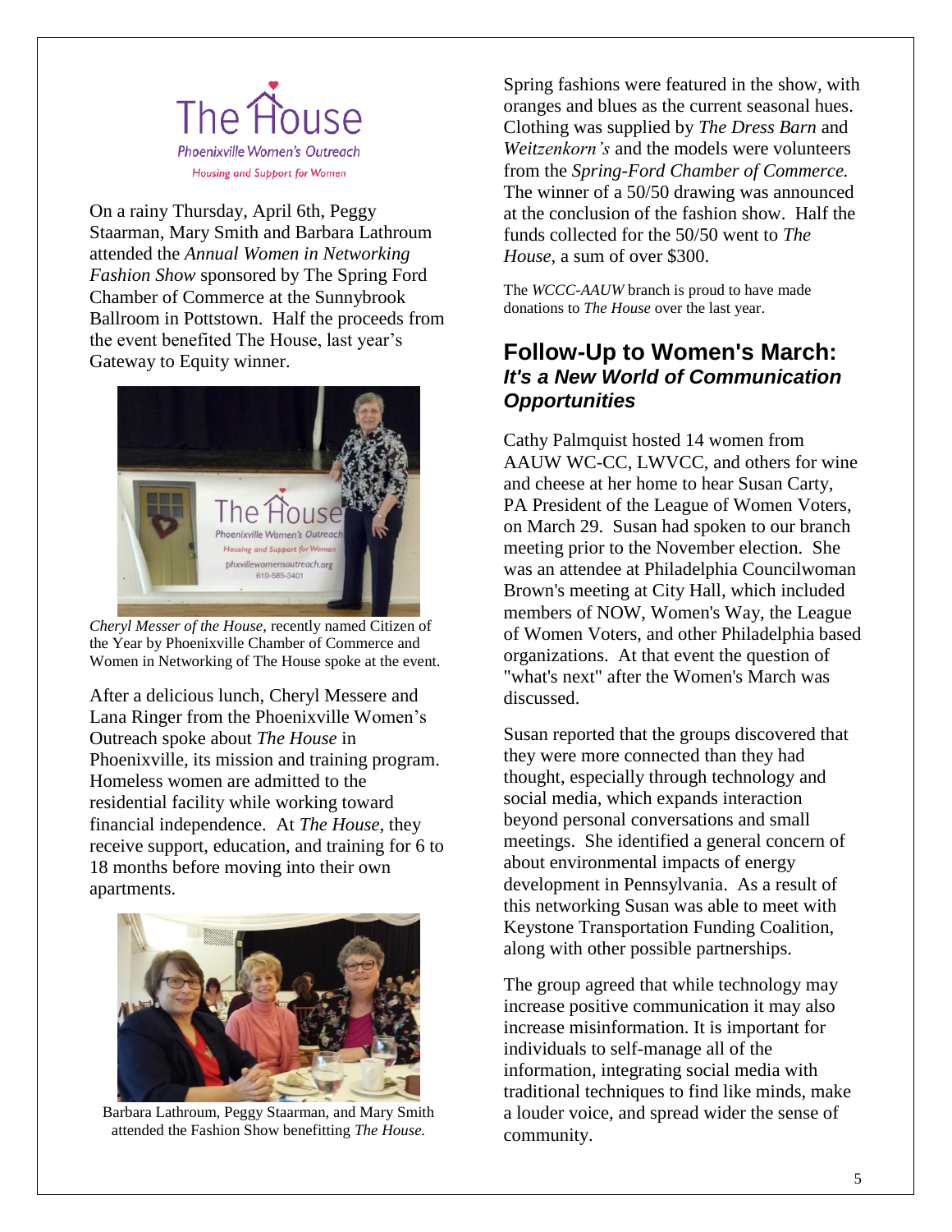On a rainy Thursday, April 6th, Peggy Staarman, Mary Smith and Barbara Lathroum attended the *Annual Women in Networking Fashion Show* sponsored by The Spring Ford Chamber of Commerce at the Sunnybrook Ballroom in Pottstown. Half the proceeds from the event benefited The House, last year's Gateway to Equity winner.

*Cheryl Messer of the House,* recently named Citizen of the Year by Phoenixville Chamber of Commerce and Women in Networking of The House spoke at the event.

After a delicious lunch, Cheryl Messere and Lana Ringer from the Phoenixville Women's Outreach spoke about *The House* in Phoenixville, its mission and training program. Homeless women are admitted to the residential facility while working toward financial independence. At *The House*, they receive support, education, and training for 6 to 18 months before moving into their own apartments.

Barbara Lathroum, Peggy Staarman, and Mary Smith attended the Fashion Show benefitting *The House.*

Spring fashions were featured in the show, with oranges and blues as the current seasonal hues. Clothing was supplied by *The Dress Barn* and *Weitzenkorn's* and the models were volunteers from the *Spring-Ford Chamber of Commerce.* The winner of a 50/50 drawing was announced at the conclusion of the fashion show. Half the funds collected for the 50/50 went to *The House*, a sum of over $300.

The *WCCC-AAUW* branch is proud to have made donations to *The House* over the last year.

## Follow-Up to Women's March: *It's a New World of Communication Opportunities*

Cathy Palmquist hosted 14 women from AAUW WC-CC, LWVCC, and others for wine and cheese at her home to hear Susan Carty, PA President of the League of Women Voters, on March 29. Susan had spoken to our branch meeting prior to the November election. She was an attendee at Philadelphia Councilwoman Brown's meeting at City Hall, which included members of NOW, Women's Way, the League of Women Voters, and other Philadelphia based organizations. At that event the question of "what's next" after the Women's March was discussed.

Susan reported that the groups discovered that they were more connected than they had thought, especially through technology and social media, which expands interaction beyond personal conversations and small meetings. She identified a general concern of about environmental impacts of energy development in Pennsylvania. As a result of this networking Susan was able to meet with Keystone Transportation Funding Coalition, along with other possible partnerships.

The group agreed that while technology may increase positive communication it may also increase misinformation. It is important for individuals to self-manage all of the information, integrating social media with traditional techniques to find like minds, make a louder voice, and spread wider the sense of community.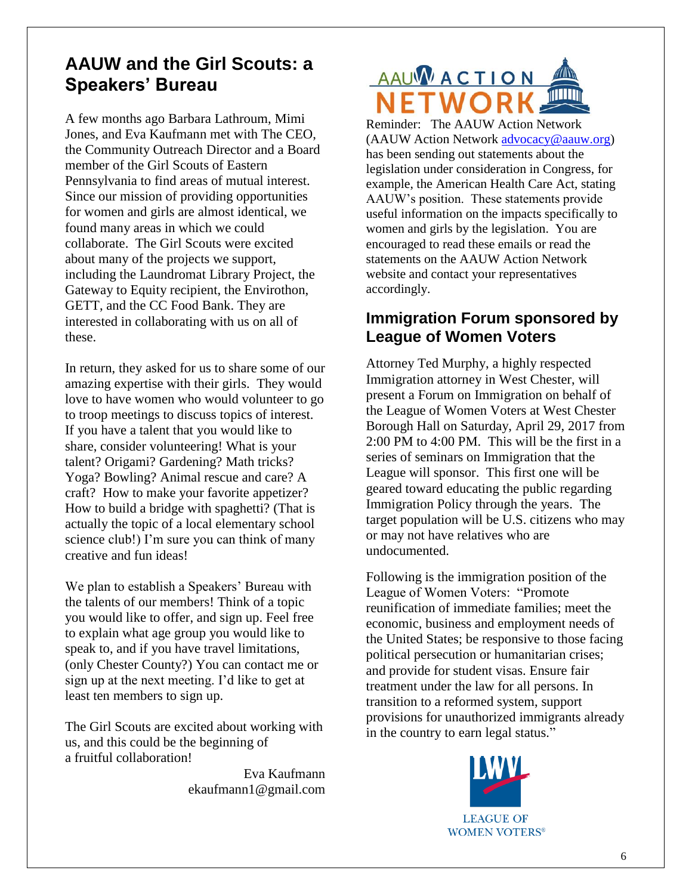## AAUW and the Girl Scouts: a Speakers' Bureau

A few months ago Barbara Lathroum, Mimi Jones, and Eva Kaufmann met with The CEO, the Community Outreach Director and a Board member of the Girl Scouts of Eastern Pennsylvania to find areas of mutual interest. Since our mission of providing opportunities for women and girls are almost identical, we found many areas in which we could collaborate. The Girl Scouts were excited about many of the projects we support, including the Laundromat Library Project, the Gateway to Equity recipient, the Envirothon, GETT, and the CC Food Bank. They are interested in collaborating with us on all of these.

In return, they asked for us to share some of our amazing expertise with their girls. They would love to have women who would volunteer to go to troop meetings to discuss topics of interest. If you have a talent that you would like to share, consider volunteering! What is your talent? Origami? Gardening? Math tricks? Yoga? Bowling? Animal rescue and care? A craft? How to make your favorite appetizer? How to build a bridge with spaghetti? (That is actually the topic of a local elementary school science club!) I'm sure you can think of many creative and fun ideas!

We plan to establish a Speakers' Bureau with the talents of our members! Think of a topic you would like to offer, and sign up. Feel free to explain what age group you would like to speak to, and if you have travel limitations, (only Chester County?) You can contact me or sign up at the next meeting. I'd like to get at least ten members to sign up.

The Girl Scouts are excited about working with us, and this could be the beginning of a fruitful collaboration!

Eva Kaufmann
ekaufmann1@gmail.com

AAUW ACTION NETWORK

Reminder: The AAUW Action Network (AAUW Action Network advocacy@aauw.org) has been sending out statements about the legislation under consideration in Congress, for example, the American Health Care Act, stating AAUW's position. These statements provide useful information on the impacts specifically to women and girls by the legislation. You are encouraged to read these emails or read the statements on the AAUW Action Network website and contact your representatives accordingly.

## Immigration Forum sponsored by League of Women Voters

Attorney Ted Murphy, a highly respected Immigration attorney in West Chester, will present a Forum on Immigration on behalf of the League of Women Voters at West Chester Borough Hall on Saturday, April 29, 2017 from 2:00 PM to 4:00 PM. This will be the first in a series of seminars on Immigration that the League will sponsor. This first one will be geared toward educating the public regarding Immigration Policy through the years. The target population will be U.S. citizens who may or may not have relatives who are undocumented.

Following is the immigration position of the League of Women Voters: "Promote reunification of immediate families; meet the economic, business and employment needs of the United States; be responsive to those facing political persecution or humanitarian crises; and provide for student visas. Ensure fair treatment under the law for all persons. In transition to a reformed system, support provisions for unauthorized immigrants already in the country to earn legal status."

LWV LEAGUE OF WOMEN VOTERS®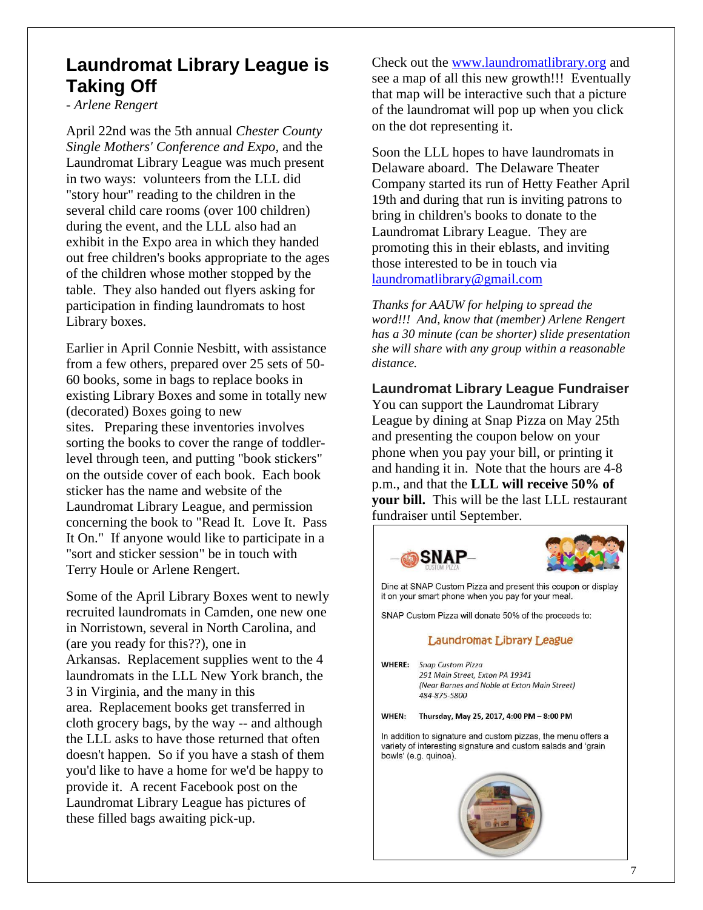## Laundromat Library League is Taking Off

*- Arlene Rengert*

April 22nd was the 5th annual *Chester County Single Mothers' Conference and Expo*, and the Laundromat Library League was much present in two ways: volunteers from the LLL did "story hour" reading to the children in the several child care rooms (over 100 children) during the event, and the LLL also had an exhibit in the Expo area in which they handed out free children's books appropriate to the ages of the children whose mother stopped by the table. They also handed out flyers asking for participation in finding laundromats to host Library boxes.

Earlier in April Connie Nesbitt, with assistance from a few others, prepared over 25 sets of 50-60 books, some in bags to replace books in existing Library Boxes and some in totally new (decorated) Boxes going to new sites. Preparing these inventories involves sorting the books to cover the range of toddler-level through teen, and putting "book stickers" on the outside cover of each book. Each book sticker has the name and website of the Laundromat Library League, and permission concerning the book to "Read It. Love It. Pass It On." If anyone would like to participate in a "sort and sticker session" be in touch with Terry Houle or Arlene Rengert.

Some of the April Library Boxes went to newly recruited laundromats in Camden, one new one in Norristown, several in North Carolina, and (are you ready for this??), one in Arkansas. Replacement supplies went to the 4 laundromats in the LLL New York branch, the 3 in Virginia, and the many in this area. Replacement books get transferred in cloth grocery bags, by the way -- and although the LLL asks to have those returned that often doesn't happen. So if you have a stash of them you'd like to have a home for we'd be happy to provide it. A recent Facebook post on the Laundromat Library League has pictures of these filled bags awaiting pick-up.

Check out the www.laundromatlibrary.org and see a map of all this new growth!!! Eventually that map will be interactive such that a picture of the laundromat will pop up when you click on the dot representing it.

Soon the LLL hopes to have laundromats in Delaware aboard. The Delaware Theater Company started its run of Hetty Feather April 19th and during that run is inviting patrons to bring in children's books to donate to the Laundromat Library League. They are promoting this in their eblasts, and inviting those interested to be in touch via laundromatlibrary@gmail.com

*Thanks for AAUW for helping to spread the word!!! And, know that (member) Arlene Rengert has a 30 minute (can be shorter) slide presentation she will share with any group within a reasonable distance.*

### Laundromat Library League Fundraiser

You can support the Laundromat Library League by dining at Snap Pizza on May 25th and presenting the coupon below on your phone when you pay your bill, or printing it and handing it in. Note that the hours are 4-8 p.m., and that the **LLL will receive 50% of your bill.** This will be the last LLL restaurant fundraiser until September.

SNAP CUSTOM PIZZA

Dine at SNAP Custom Pizza and present this coupon or display it on your smart phone when you pay for your meal.

SNAP Custom Pizza will donate 50% of the proceeds to:

Laundromat Library League

**WHERE:** *Snap Custom Pizza*
*291 Main Street, Exton PA 19341*
*(Near Barnes and Noble at Exton Main Street)*
*484-875-5800*

**WHEN:** **Thursday, May 25, 2017, 4:00 PM – 8:00 PM**

In addition to signature and custom pizzas, the menu offers a variety of interesting signature and custom salads and 'grain bowls' (e.g. quinoa).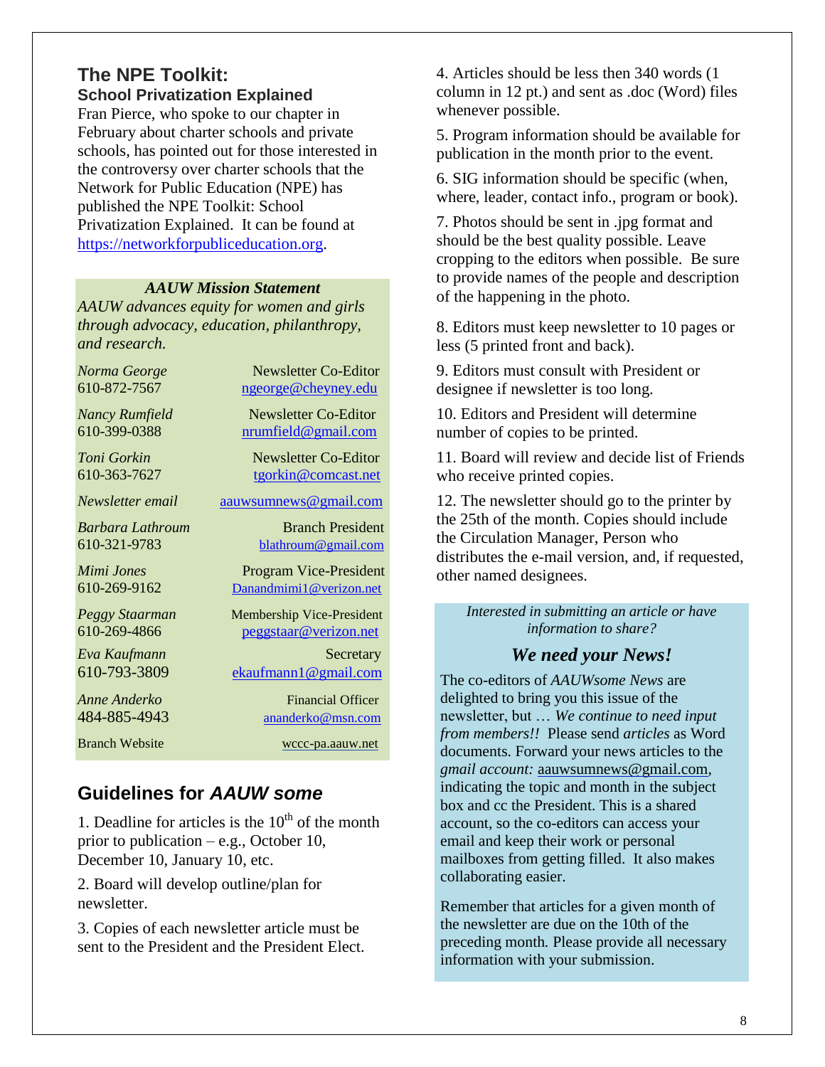## The NPE Toolkit:

### School Privatization Explained

Fran Pierce, who spoke to our chapter in February about charter schools and private schools, has pointed out for those interested in the controversy over charter schools that the Network for Public Education (NPE) has published the NPE Toolkit: School Privatization Explained. It can be found at https://networkforpubliceducation.org.

***AAUW Mission Statement***

*AAUW advances equity for women and girls through advocacy, education, philanthropy, and research.*

| | |
|---|---|
| *Norma George* 610-872-7567 | Newsletter Co-Editor ngeorge@cheyney.edu |
| *Nancy Rumfield* 610-399-0388 | Newsletter Co-Editor nrumfield@gmail.com |
| *Toni Gorkin* 610-363-7627 | Newsletter Co-Editor tgorkin@comcast.net |
| *Newsletter email* | aauwsumnews@gmail.com |
| *Barbara Lathroum* 610-321-9783 | Branch President blathroum@gmail.com |
| *Mimi Jones* 610-269-9162 | Program Vice-President Danandmimi1@verizon.net |
| *Peggy Staarman* 610-269-4866 | Membership Vice-President peggstaar@verizon.net |
| *Eva Kaufmann* 610-793-3809 | Secretary ekaufmann1@gmail.com |
| *Anne Anderko* 484-885-4943 | Financial Officer ananderko@msn.com |
| Branch Website | wccc-pa.aauw.net |

## Guidelines for *AAUW some*

1. Deadline for articles is the 10th of the month prior to publication – e.g., October 10, December 10, January 10, etc.

2. Board will develop outline/plan for newsletter.

3. Copies of each newsletter article must be sent to the President and the President Elect.

4. Articles should be less then 340 words (1 column in 12 pt.) and sent as .doc (Word) files whenever possible.

5. Program information should be available for publication in the month prior to the event.

6. SIG information should be specific (when, where, leader, contact info., program or book).

7. Photos should be sent in .jpg format and should be the best quality possible. Leave cropping to the editors when possible. Be sure to provide names of the people and description of the happening in the photo.

8. Editors must keep newsletter to 10 pages or less (5 printed front and back).

9. Editors must consult with President or designee if newsletter is too long.

10. Editors and President will determine number of copies to be printed.

11. Board will review and decide list of Friends who receive printed copies.

12. The newsletter should go to the printer by the 25th of the month. Copies should include the Circulation Manager, Person who distributes the e-mail version, and, if requested, other named designees.

*Interested in submitting an article or have information to share?*

***We need your News!***

The co-editors of *AAUWsome News* are delighted to bring you this issue of the newsletter, but … *We continue to need input from members!!* Please send *articles* as Word documents. Forward your news articles to the *gmail account:* aauwsumnews@gmail.com, indicating the topic and month in the subject box and cc the President. This is a shared account, so the co-editors can access your email and keep their work or personal mailboxes from getting filled. It also makes collaborating easier.

Remember that articles for a given month of the newsletter are due on the 10th of the preceding month. Please provide all necessary information with your submission.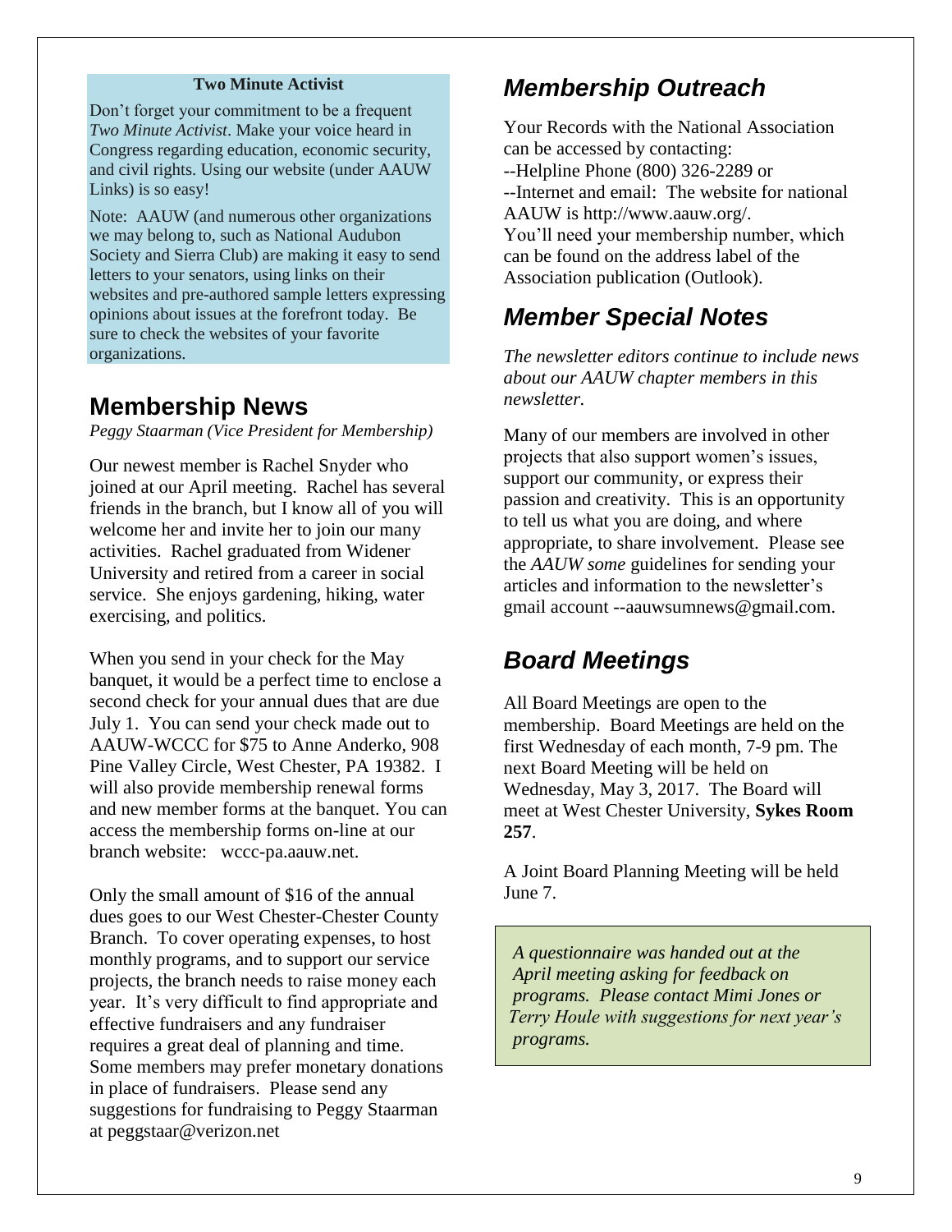**Two Minute Activist**

Don't forget your commitment to be a frequent *Two Minute Activist*. Make your voice heard in Congress regarding education, economic security, and civil rights. Using our website (under AAUW Links) is so easy!

Note: AAUW (and numerous other organizations we may belong to, such as National Audubon Society and Sierra Club) are making it easy to send letters to your senators, using links on their websites and pre-authored sample letters expressing opinions about issues at the forefront today. Be sure to check the websites of your favorite organizations.

## Membership News

*Peggy Staarman (Vice President for Membership)*

Our newest member is Rachel Snyder who joined at our April meeting. Rachel has several friends in the branch, but I know all of you will welcome her and invite her to join our many activities. Rachel graduated from Widener University and retired from a career in social service. She enjoys gardening, hiking, water exercising, and politics.

When you send in your check for the May banquet, it would be a perfect time to enclose a second check for your annual dues that are due July 1. You can send your check made out to AAUW-WCCC for $75 to Anne Anderko, 908 Pine Valley Circle, West Chester, PA 19382. I will also provide membership renewal forms and new member forms at the banquet. You can access the membership forms on-line at our branch website: wccc-pa.aauw.net.

Only the small amount of $16 of the annual dues goes to our West Chester-Chester County Branch. To cover operating expenses, to host monthly programs, and to support our service projects, the branch needs to raise money each year. It's very difficult to find appropriate and effective fundraisers and any fundraiser requires a great deal of planning and time. Some members may prefer monetary donations in place of fundraisers. Please send any suggestions for fundraising to Peggy Staarman at peggstaar@verizon.net

## *Membership Outreach*

Your Records with the National Association can be accessed by contacting:
--Helpline Phone (800) 326-2289 or
--Internet and email: The website for national AAUW is http://www.aauw.org/.
You'll need your membership number, which can be found on the address label of the Association publication (Outlook).

## *Member Special Notes*

*The newsletter editors continue to include news about our AAUW chapter members in this newsletter.*

Many of our members are involved in other projects that also support women's issues, support our community, or express their passion and creativity. This is an opportunity to tell us what you are doing, and where appropriate, to share involvement. Please see the *AAUW some* guidelines for sending your articles and information to the newsletter's gmail account --aauwsumnews@gmail.com.

## *Board Meetings*

All Board Meetings are open to the membership. Board Meetings are held on the first Wednesday of each month, 7-9 pm. The next Board Meeting will be held on Wednesday, May 3, 2017. The Board will meet at West Chester University, **Sykes Room 257**.

A Joint Board Planning Meeting will be held June 7.

*A questionnaire was handed out at the April meeting asking for feedback on programs. Please contact Mimi Jones or Terry Houle with suggestions for next year's programs.*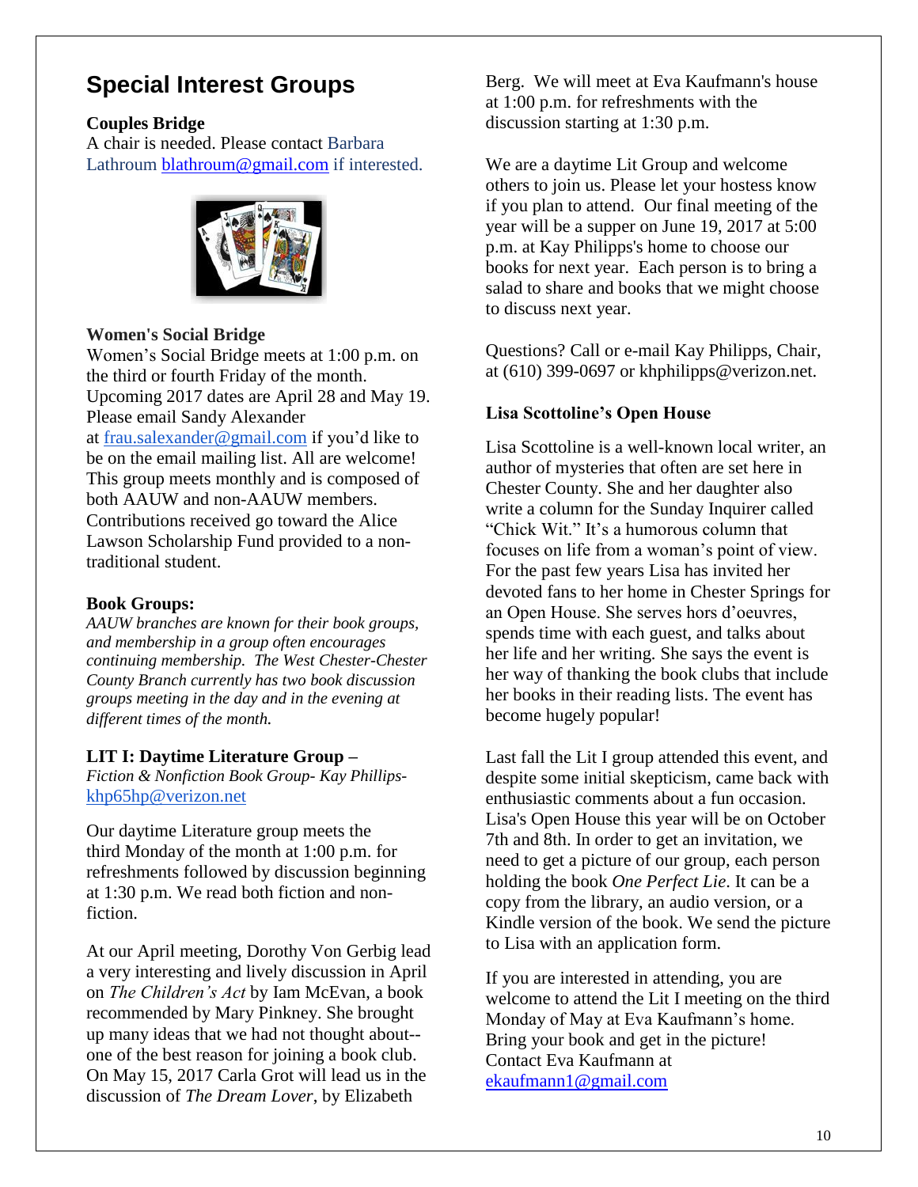# Special Interest Groups

**Couples Bridge**

A chair is needed. Please contact Barbara Lathroum blathroum@gmail.com if interested.

**Women's Social Bridge**

Women's Social Bridge meets at 1:00 p.m. on the third or fourth Friday of the month. Upcoming 2017 dates are April 28 and May 19. Please email Sandy Alexander at frau.salexander@gmail.com if you'd like to be on the email mailing list. All are welcome! This group meets monthly and is composed of both AAUW and non-AAUW members. Contributions received go toward the Alice Lawson Scholarship Fund provided to a non-traditional student.

**Book Groups:**

*AAUW branches are known for their book groups, and membership in a group often encourages continuing membership. The West Chester-Chester County Branch currently has two book discussion groups meeting in the day and in the evening at different times of the month.*

**LIT I: Daytime Literature Group –**

*Fiction & Nonfiction Book Group- Kay Phillips-* khp65hp@verizon.net

Our daytime Literature group meets the third Monday of the month at 1:00 p.m. for refreshments followed by discussion beginning at 1:30 p.m. We read both fiction and non-fiction.

At our April meeting, Dorothy Von Gerbig lead a very interesting and lively discussion in April on *The Children's Act* by Iam McEvan, a book recommended by Mary Pinkney. She brought up many ideas that we had not thought about--one of the best reason for joining a book club. On May 15, 2017 Carla Grot will lead us in the discussion of *The Dream Lover*, by Elizabeth Berg. We will meet at Eva Kaufmann's house at 1:00 p.m. for refreshments with the discussion starting at 1:30 p.m.

We are a daytime Lit Group and welcome others to join us. Please let your hostess know if you plan to attend. Our final meeting of the year will be a supper on June 19, 2017 at 5:00 p.m. at Kay Philipps's home to choose our books for next year. Each person is to bring a salad to share and books that we might choose to discuss next year.

Questions? Call or e-mail Kay Philipps, Chair, at (610) 399-0697 or khphilipps@verizon.net.

**Lisa Scottoline's Open House**

Lisa Scottoline is a well-known local writer, an author of mysteries that often are set here in Chester County. She and her daughter also write a column for the Sunday Inquirer called "Chick Wit." It's a humorous column that focuses on life from a woman's point of view. For the past few years Lisa has invited her devoted fans to her home in Chester Springs for an Open House. She serves hors d'oeuvres, spends time with each guest, and talks about her life and her writing. She says the event is her way of thanking the book clubs that include her books in their reading lists. The event has become hugely popular!

Last fall the Lit I group attended this event, and despite some initial skepticism, came back with enthusiastic comments about a fun occasion. Lisa's Open House this year will be on October 7th and 8th. In order to get an invitation, we need to get a picture of our group, each person holding the book *One Perfect Lie*. It can be a copy from the library, an audio version, or a Kindle version of the book. We send the picture to Lisa with an application form.

If you are interested in attending, you are welcome to attend the Lit I meeting on the third Monday of May at Eva Kaufmann's home. Bring your book and get in the picture! Contact Eva Kaufmann at ekaufmann1@gmail.com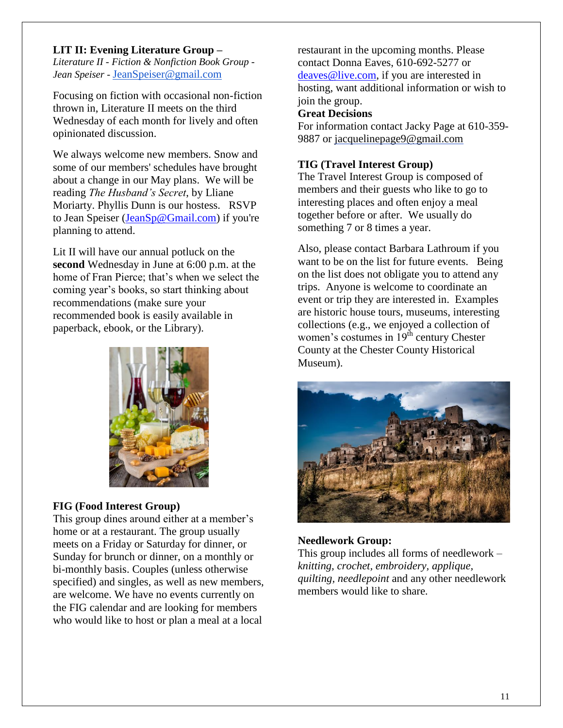**LIT II: Evening Literature Group –**
*Literature II - Fiction & Nonfiction Book Group - Jean Speiser -* JeanSpeiser@gmail.com

Focusing on fiction with occasional non-fiction thrown in, Literature II meets on the third Wednesday of each month for lively and often opinionated discussion.

We always welcome new members. Snow and some of our members' schedules have brought about a change in our May plans. We will be reading *The Husband's Secret*, by Lliane Moriarty. Phyllis Dunn is our hostess. RSVP to Jean Speiser (JeanSp@Gmail.com) if you're planning to attend.

Lit II will have our annual potluck on the **second** Wednesday in June at 6:00 p.m. at the home of Fran Pierce; that's when we select the coming year's books, so start thinking about recommendations (make sure your recommended book is easily available in paperback, ebook, or the Library).

**FIG (Food Interest Group)**
This group dines around either at a member's home or at a restaurant. The group usually meets on a Friday or Saturday for dinner, or Sunday for brunch or dinner, on a monthly or bi-monthly basis. Couples (unless otherwise specified) and singles, as well as new members, are welcome. We have no events currently on the FIG calendar and are looking for members who would like to host or plan a meal at a local restaurant in the upcoming months. Please contact Donna Eaves, 610-692-5277 or deaves@live.com, if you are interested in hosting, want additional information or wish to join the group.

**Great Decisions**
For information contact Jacky Page at 610-359-9887 or jacquelinepage9@gmail.com

**TIG (Travel Interest Group)**
The Travel Interest Group is composed of members and their guests who like to go to interesting places and often enjoy a meal together before or after. We usually do something 7 or 8 times a year.

Also, please contact Barbara Lathroum if you want to be on the list for future events. Being on the list does not obligate you to attend any trips. Anyone is welcome to coordinate an event or trip they are interested in. Examples are historic house tours, museums, interesting collections (e.g., we enjoyed a collection of women's costumes in 19th century Chester County at the Chester County Historical Museum).

**Needlework Group:**
This group includes all forms of needlework – *knitting, crochet, embroidery, applique, quilting, needlepoint* and any other needlework members would like to share.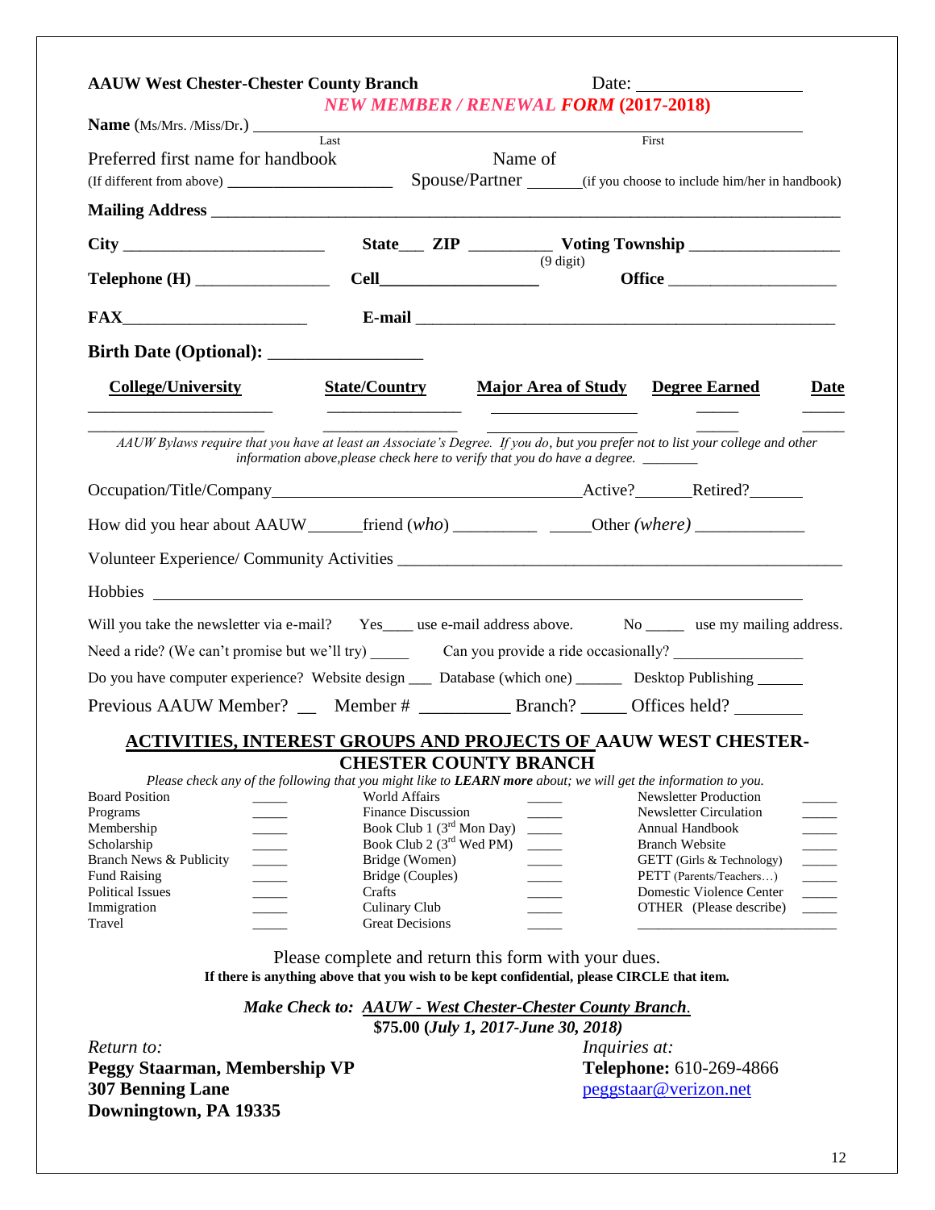**AAUW West Chester-Chester County Branch** Date: ___________________

*NEW MEMBER / RENEWAL FORM* **(2017-2018)**

**Name** (Ms/Mrs. /Miss/Dr.) ________________________________________________
Last First

Preferred first name for handbook
(If different from above) ____________________ Name of Spouse/Partner ______(if you choose to include him/her in handbook)

**Mailing Address** ________________________________________________

**City** ________________________ **State**___ **ZIP** _________ (9 digit) **Voting Township** _________________

**Telephone (H)** ________________ **Cell**___________________ **Office** ____________________

**FAX**______________________ **E-mail** ________________________________________________

**Birth Date (Optional):** _________________

| College/University | State/Country | Major Area of Study | Degree Earned | Date |
|---|---|---|---|---|
| ____________________ | ________________ | __________________ | _____ | _____ |
| ____________________ | ________________ | __________________ | _____ | _____ |

*AAUW Bylaws require that you have at least an Associate's Degree. If you do, but you prefer not to list your college and other information above,please check here to verify that you do have a degree.* ________

Occupation/Title/Company_______________________________ Active?______ Retired?______

How did you hear about AAUW______friend (*who*) __________ _____Other *(where)* ____________

Volunteer Experience/ Community Activities ________________________________________________

Hobbies ________________________________________________

Will you take the newsletter via e-mail? Yes____ use e-mail address above. No _____ use my mailing address.

Need a ride? (We can't promise but we'll try) _____ Can you provide a ride occasionally? ________________

Do you have computer experience? Website design ___ Database (which one) ______ Desktop Publishing ______

Previous AAUW Member? __ Member # __________ Branch? _____ Offices held? ________

## ACTIVITIES, INTEREST GROUPS AND PROJECTS OF AAUW WEST CHESTER-CHESTER COUNTY BRANCH

*Please check any of the following that you might like to* ***LEARN more*** *about; we will get the information to you.*

| | | | | | |
|---|---|---|---|---|---|
| Board Position | _____ | World Affairs | _____ | Newsletter Production | _____ |
| Programs | _____ | Finance Discussion | _____ | Newsletter Circulation | _____ |
| Membership | _____ | Book Club 1 (3rd Mon Day) | _____ | Annual Handbook | _____ |
| Scholarship | _____ | Book Club 2 (3rd Wed PM) | _____ | Branch Website | _____ |
| Branch News & Publicity | _____ | Bridge (Women) | _____ | GETT (Girls & Technology) | _____ |
| Fund Raising | _____ | Bridge (Couples) | _____ | PETT (Parents/Teachers…) | _____ |
| Political Issues | _____ | Crafts | _____ | Domestic Violence Center | _____ |
| Immigration | _____ | Culinary Club | _____ | OTHER (Please describe) | _____ |
| Travel | _____ | Great Decisions | _____ | __________________________ | |

Please complete and return this form with your dues.

**If there is anything above that you wish to be kept confidential, please CIRCLE that item.**

***Make Check to: AAUW - West Chester-Chester County Branch.***

**$75.00 (*July 1, 2017-June 30, 2018)***

*Return to:*
**Peggy Staarman, Membership VP**
**307 Benning Lane**
**Downingtown, PA 19335**

*Inquiries at:*
**Telephone:** 610-269-4866
peggstaar@verizon.net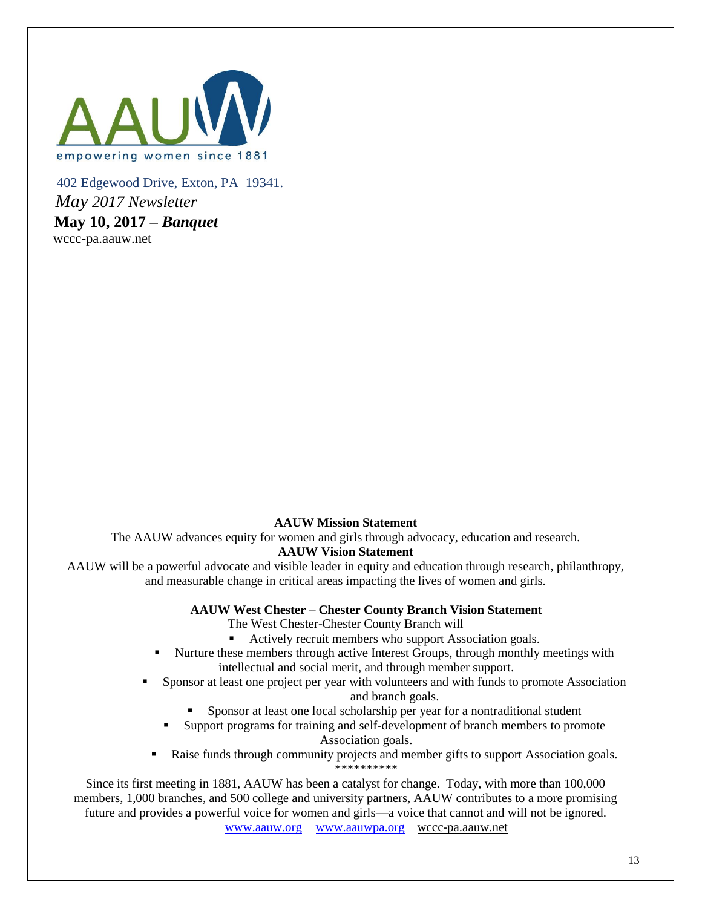AAUW

empowering women since 1881

402 Edgewood Drive, Exton, PA 19341.

*May 2017 Newsletter*

**May 10, 2017 – *Banquet***

wccc-pa.aauw.net

**AAUW Mission Statement**

The AAUW advances equity for women and girls through advocacy, education and research.

**AAUW Vision Statement**

AAUW will be a powerful advocate and visible leader in equity and education through research, philanthropy, and measurable change in critical areas impacting the lives of women and girls.

**AAUW West Chester – Chester County Branch Vision Statement**

The West Chester-Chester County Branch will

- Actively recruit members who support Association goals.
- Nurture these members through active Interest Groups, through monthly meetings with intellectual and social merit, and through member support.
- Sponsor at least one project per year with volunteers and with funds to promote Association and branch goals.
- Sponsor at least one local scholarship per year for a nontraditional student
- Support programs for training and self-development of branch members to promote Association goals.
- Raise funds through community projects and member gifts to support Association goals.

**********

Since its first meeting in 1881, AAUW has been a catalyst for change. Today, with more than 100,000 members, 1,000 branches, and 500 college and university partners, AAUW contributes to a more promising future and provides a powerful voice for women and girls—a voice that cannot and will not be ignored.

www.aauw.org www.aauwpa.org wccc-pa.aauw.net